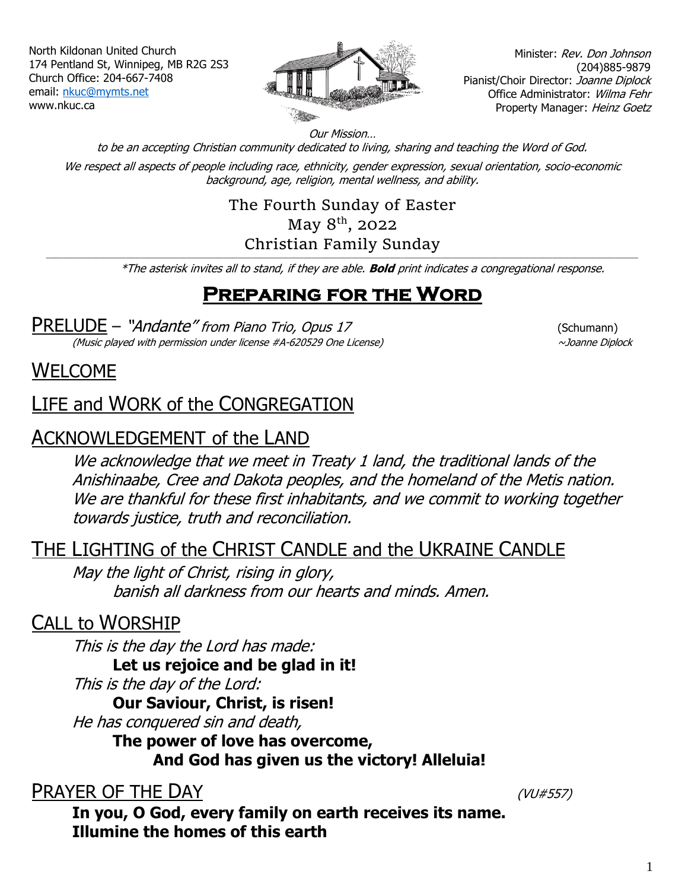North Kildonan United Church
174 Pentland St, Winnipeg, MB R2G 2S3
Church Office: 204-667-7408
email: nkuc@mymts.net
www.nkuc.ca

Minister: *Rev. Don Johnson*
(204)885-9879
Pianist/Choir Director: *Joanne Diplock*
Office Administrator: *Wilma Fehr*
Property Manager: *Heinz Goetz*

*Our Mission…*
*to be an accepting Christian community dedicated to living, sharing and teaching the Word of God.*
*We respect all aspects of people including race, ethnicity, gender expression, sexual orientation, socio-economic background, age, religion, mental wellness, and ability.*

The Fourth Sunday of Easter
May 8th, 2022
Christian Family Sunday

---

*\*The asterisk invites all to stand, if they are able.* ***Bold*** *print indicates a congregational response.*

# Preparing for the Word

## PRELUDE – *"Andante" from Piano Trio, Opus 17* (Schumann)

*(Music played with permission under license #A-620529 One License)* *~Joanne Diplock*

## WELCOME

## LIFE and WORK of the CONGREGATION

## ACKNOWLEDGEMENT of the LAND

*We acknowledge that we meet in Treaty 1 land, the traditional lands of the Anishinaabe, Cree and Dakota peoples, and the homeland of the Metis nation. We are thankful for these first inhabitants, and we commit to working together towards justice, truth and reconciliation.*

## THE LIGHTING of the CHRIST CANDLE and the UKRAINE CANDLE

*May the light of Christ, rising in glory,*
*banish all darkness from our hearts and minds. Amen.*

## CALL to WORSHIP

*This is the day the Lord has made:*
**Let us rejoice and be glad in it!**
*This is the day of the Lord:*
**Our Saviour, Christ, is risen!**
*He has conquered sin and death,*
**The power of love has overcome,**
**And God has given us the victory! Alleluia!**

## PRAYER OF THE DAY *(VU#557)*

**In you, O God, every family on earth receives its name.**
**Illumine the homes of this earth**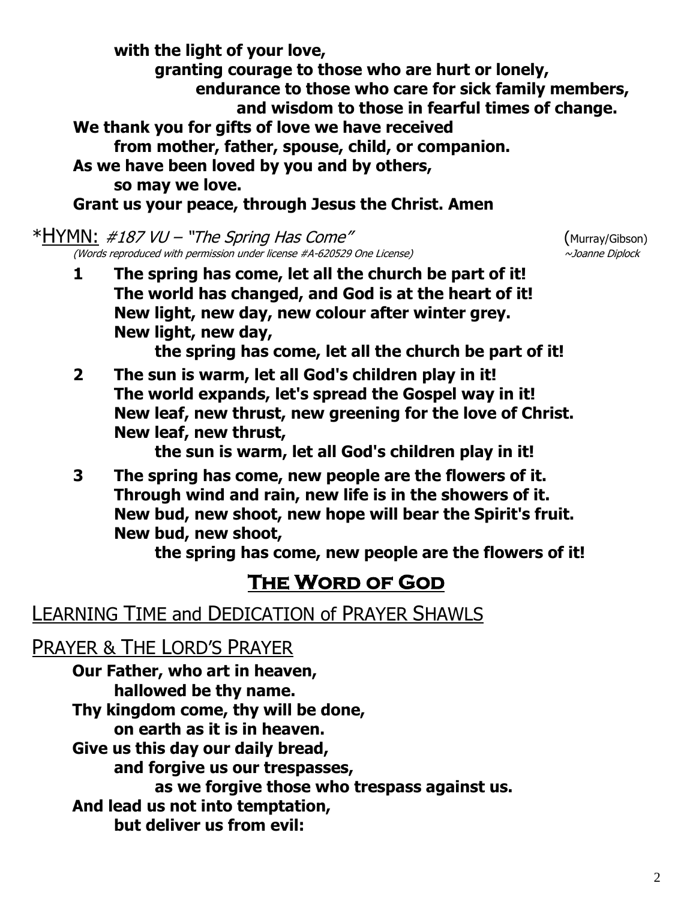**with the light of your love,**
**granting courage to those who are hurt or lonely,**
**endurance to those who care for sick family members,**
**and wisdom to those in fearful times of change.**
**We thank you for gifts of love we have received**
**from mother, father, spouse, child, or companion.**
**As we have been loved by you and by others,**
**so may we love.**
**Grant us your peace, through Jesus the Christ. Amen**

*HYMN: *#187 VU – "The Spring Has Come"* (Murray/Gibson)
*(Words reproduced with permission under license #A-620529 One License)* *~Joanne Diplock*

1. **The spring has come, let all the church be part of it!**
   **The world has changed, and God is at the heart of it!**
   **New light, new day, new colour after winter grey.**
   **New light, new day,**
   **the spring has come, let all the church be part of it!**

2. **The sun is warm, let all God's children play in it!**
   **The world expands, let's spread the Gospel way in it!**
   **New leaf, new thrust, new greening for the love of Christ.**
   **New leaf, new thrust,**
   **the sun is warm, let all God's children play in it!**

3. **The spring has come, new people are the flowers of it.**
   **Through wind and rain, new life is in the showers of it.**
   **New bud, new shoot, new hope will bear the Spirit's fruit.**
   **New bud, new shoot,**
   **the spring has come, new people are the flowers of it!**

## The Word of God

### LEARNING TIME and DEDICATION of PRAYER SHAWLS

### PRAYER & THE LORD'S PRAYER

**Our Father, who art in heaven,**
**hallowed be thy name.**
**Thy kingdom come, thy will be done,**
**on earth as it is in heaven.**
**Give us this day our daily bread,**
**and forgive us our trespasses,**
**as we forgive those who trespass against us.**
**And lead us not into temptation,**
**but deliver us from evil:**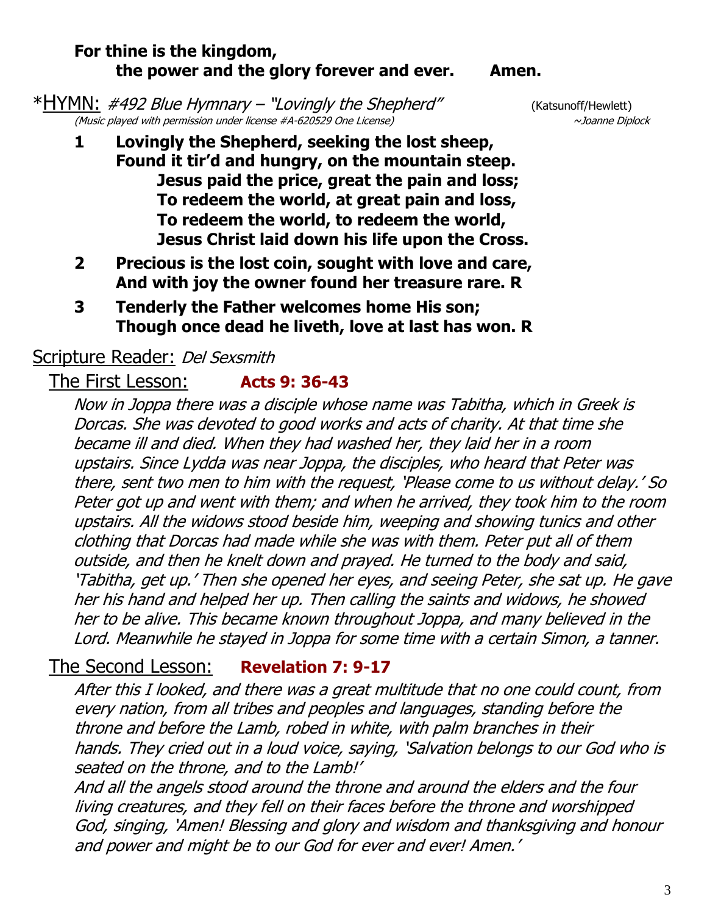**For thine is the kingdom,**
**the power and the glory forever and ever. Amen.**

*HYMN: *#492 Blue Hymnary – "Lovingly the Shepherd"* (Katsunoff/Hewlett)
*(Music played with permission under license #A-620529 One License)* *~Joanne Diplock*

**1 Lovingly the Shepherd, seeking the lost sheep,**
**Found it tir'd and hungry, on the mountain steep.**
**Jesus paid the price, great the pain and loss;**
**To redeem the world, at great pain and loss,**
**To redeem the world, to redeem the world,**
**Jesus Christ laid down his life upon the Cross.**

**2 Precious is the lost coin, sought with love and care,**
**And with joy the owner found her treasure rare. R**

**3 Tenderly the Father welcomes home His son;**
**Though once dead he liveth, love at last has won. R**

Scripture Reader: *Del Sexsmith*

The First Lesson: **Acts 9: 36-43**

*Now in Joppa there was a disciple whose name was Tabitha, which in Greek is Dorcas. She was devoted to good works and acts of charity. At that time she became ill and died. When they had washed her, they laid her in a room upstairs. Since Lydda was near Joppa, the disciples, who heard that Peter was there, sent two men to him with the request, 'Please come to us without delay.' So Peter got up and went with them; and when he arrived, they took him to the room upstairs. All the widows stood beside him, weeping and showing tunics and other clothing that Dorcas had made while she was with them. Peter put all of them outside, and then he knelt down and prayed. He turned to the body and said, 'Tabitha, get up.' Then she opened her eyes, and seeing Peter, she sat up. He gave her his hand and helped her up. Then calling the saints and widows, he showed her to be alive. This became known throughout Joppa, and many believed in the Lord. Meanwhile he stayed in Joppa for some time with a certain Simon, a tanner.*

The Second Lesson: **Revelation 7: 9-17**

*After this I looked, and there was a great multitude that no one could count, from every nation, from all tribes and peoples and languages, standing before the throne and before the Lamb, robed in white, with palm branches in their hands. They cried out in a loud voice, saying, 'Salvation belongs to our God who is seated on the throne, and to the Lamb!'*
*And all the angels stood around the throne and around the elders and the four living creatures, and they fell on their faces before the throne and worshipped God, singing, 'Amen! Blessing and glory and wisdom and thanksgiving and honour and power and might be to our God for ever and ever! Amen.'*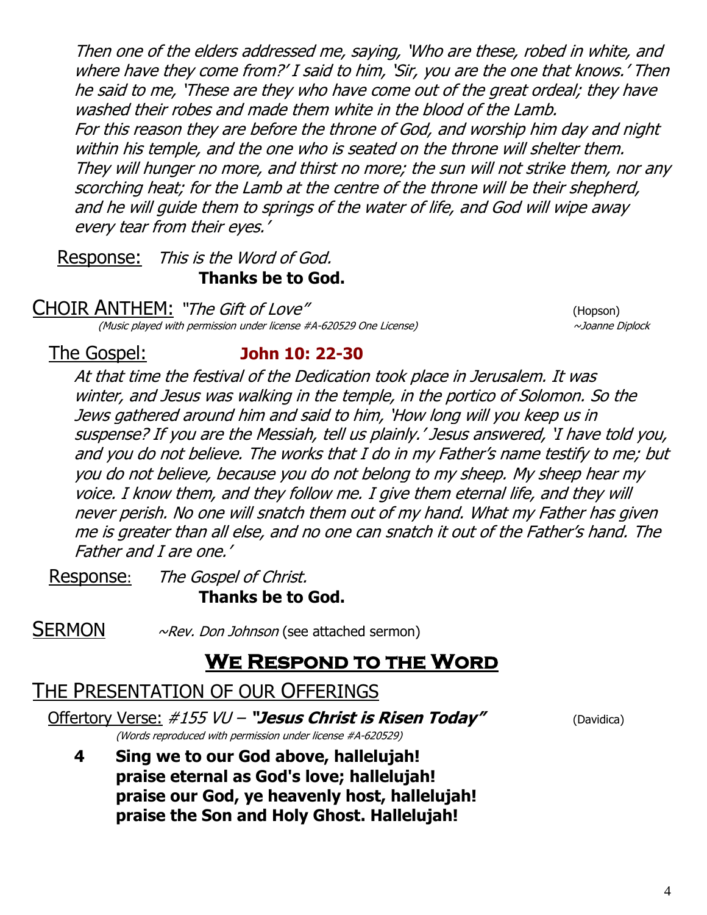*Then one of the elders addressed me, saying, 'Who are these, robed in white, and where have they come from?' I said to him, 'Sir, you are the one that knows.' Then he said to me, 'These are they who have come out of the great ordeal; they have washed their robes and made them white in the blood of the Lamb. For this reason they are before the throne of God, and worship him day and night within his temple, and the one who is seated on the throne will shelter them. They will hunger no more, and thirst no more; the sun will not strike them, nor any scorching heat; for the Lamb at the centre of the throne will be their shepherd, and he will guide them to springs of the water of life, and God will wipe away every tear from their eyes.'*

Response: *This is the Word of God.*
**Thanks be to God.**

## CHOIR ANTHEM: *"The Gift of Love"* (Hopson)

*(Music played with permission under license #A-620529 One License)* ~*Joanne Diplock*

## The Gospel: **John 10: 22-30**

*At that time the festival of the Dedication took place in Jerusalem. It was winter, and Jesus was walking in the temple, in the portico of Solomon. So the Jews gathered around him and said to him, 'How long will you keep us in suspense? If you are the Messiah, tell us plainly.' Jesus answered, 'I have told you, and you do not believe. The works that I do in my Father's name testify to me; but you do not believe, because you do not belong to my sheep. My sheep hear my voice. I know them, and they follow me. I give them eternal life, and they will never perish. No one will snatch them out of my hand. What my Father has given me is greater than all else, and no one can snatch it out of the Father's hand. The Father and I are one.'*

Response: *The Gospel of Christ.*
**Thanks be to God.**

## SERMON ~*Rev. Don Johnson* (see attached sermon)

# We Respond to the Word

## THE PRESENTATION OF OUR OFFERINGS

Offertory Verse: *#155 VU* – ***"Jesus Christ is Risen Today"*** (Davidica)

*(Words reproduced with permission under license #A-620529)*

**4 Sing we to our God above, hallelujah!**
**praise eternal as God's love; hallelujah!**
**praise our God, ye heavenly host, hallelujah!**
**praise the Son and Holy Ghost. Hallelujah!**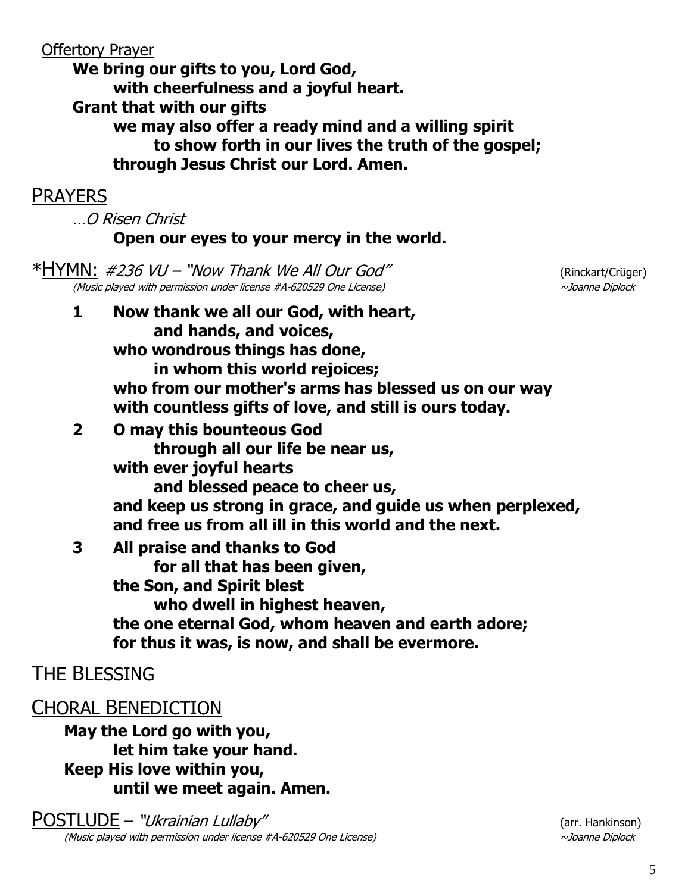Offertory Prayer

**We bring our gifts to you, Lord God,**
**with cheerfulness and a joyful heart.**
**Grant that with our gifts**
**we may also offer a ready mind and a willing spirit**
**to show forth in our lives the truth of the gospel;**
**through Jesus Christ our Lord. Amen.**

## PRAYERS

*…O Risen Christ*
**Open our eyes to your mercy in the world.**

## *HYMN: *#236 VU – "Now Thank We All Our God"* (Rinckart/Crüger)

*(Music played with permission under license #A-620529 One License)* *~Joanne Diplock*

**1 Now thank we all our God, with heart,**
**and hands, and voices,**
**who wondrous things has done,**
**in whom this world rejoices;**
**who from our mother's arms has blessed us on our way**
**with countless gifts of love, and still is ours today.**

**2 O may this bounteous God**
**through all our life be near us,**
**with ever joyful hearts**
**and blessed peace to cheer us,**
**and keep us strong in grace, and guide us when perplexed,**
**and free us from all ill in this world and the next.**

**3 All praise and thanks to God**
**for all that has been given,**
**the Son, and Spirit blest**
**who dwell in highest heaven,**
**the one eternal God, whom heaven and earth adore;**
**for thus it was, is now, and shall be evermore.**

## THE BLESSING

## CHORAL BENEDICTION

**May the Lord go with you,**
**let him take your hand.**
**Keep His love within you,**
**until we meet again. Amen.**

## POSTLUDE – *"Ukrainian Lullaby"* (arr. Hankinson)

*(Music played with permission under license #A-620529 One License)* *~Joanne Diplock*